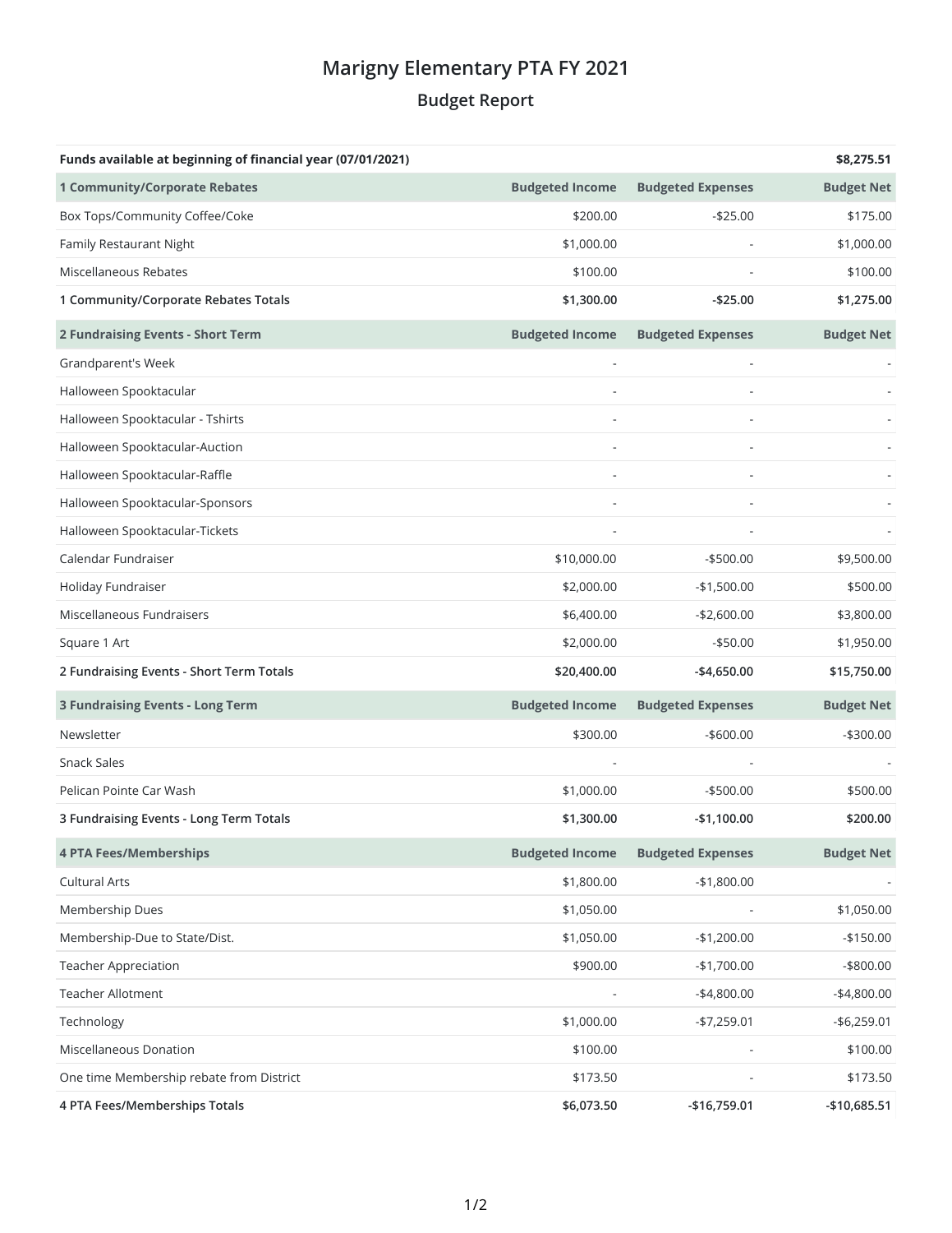# Marigny Elementary PTA FY 2021

## Budget Report

| Funds available at beginning of financial year (07/01/2021) | | | $8,275.51 |
|---|---|---|---|
| **1 Community/Corporate Rebates** | **Budgeted Income** | **Budgeted Expenses** | **Budget Net** |
| Box Tops/Community Coffee/Coke | $200.00 | -$25.00 | $175.00 |
| Family Restaurant Night | $1,000.00 | - | $1,000.00 |
| Miscellaneous Rebates | $100.00 | - | $100.00 |
| **1 Community/Corporate Rebates Totals** | **$1,300.00** | **-$25.00** | **$1,275.00** |
| **2 Fundraising Events - Short Term** | **Budgeted Income** | **Budgeted Expenses** | **Budget Net** |
| Grandparent's Week | - | - | - |
| Halloween Spooktacular | - | - | - |
| Halloween Spooktacular - Tshirts | - | - | - |
| Halloween Spooktacular-Auction | - | - | - |
| Halloween Spooktacular-Raffle | - | - | - |
| Halloween Spooktacular-Sponsors | - | - | - |
| Halloween Spooktacular-Tickets | - | - | - |
| Calendar Fundraiser | $10,000.00 | -$500.00 | $9,500.00 |
| Holiday Fundraiser | $2,000.00 | -$1,500.00 | $500.00 |
| Miscellaneous Fundraisers | $6,400.00 | -$2,600.00 | $3,800.00 |
| Square 1 Art | $2,000.00 | -$50.00 | $1,950.00 |
| **2 Fundraising Events - Short Term Totals** | **$20,400.00** | **-$4,650.00** | **$15,750.00** |
| **3 Fundraising Events - Long Term** | **Budgeted Income** | **Budgeted Expenses** | **Budget Net** |
| Newsletter | $300.00 | -$600.00 | -$300.00 |
| Snack Sales | - | - | - |
| Pelican Pointe Car Wash | $1,000.00 | -$500.00 | $500.00 |
| **3 Fundraising Events - Long Term Totals** | **$1,300.00** | **-$1,100.00** | **$200.00** |
| **4 PTA Fees/Memberships** | **Budgeted Income** | **Budgeted Expenses** | **Budget Net** |
| Cultural Arts | $1,800.00 | -$1,800.00 | - |
| Membership Dues | $1,050.00 | - | $1,050.00 |
| Membership-Due to State/Dist. | $1,050.00 | -$1,200.00 | -$150.00 |
| Teacher Appreciation | $900.00 | -$1,700.00 | -$800.00 |
| Teacher Allotment | - | -$4,800.00 | -$4,800.00 |
| Technology | $1,000.00 | -$7,259.01 | -$6,259.01 |
| Miscellaneous Donation | $100.00 | - | $100.00 |
| One time Membership rebate from District | $173.50 | - | $173.50 |
| **4 PTA Fees/Memberships Totals** | **$6,073.50** | **-$16,759.01** | **-$10,685.51** |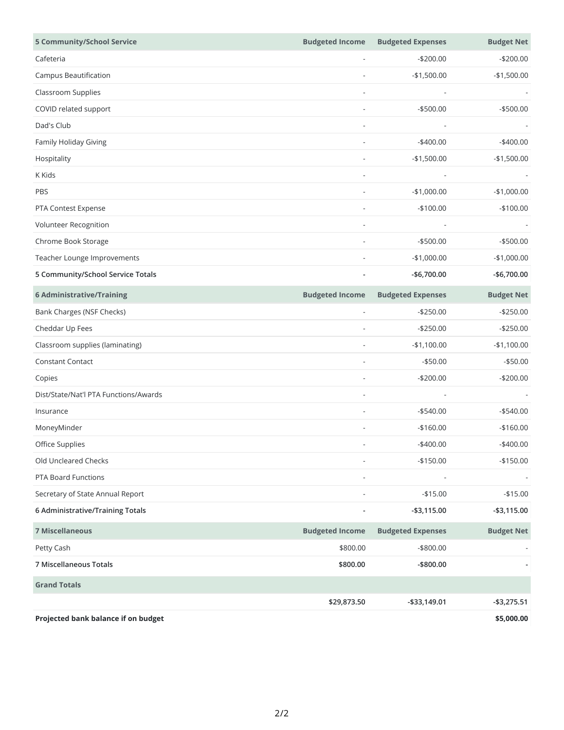| 5 Community/School Service | Budgeted Income | Budgeted Expenses | Budget Net |
| --- | --- | --- | --- |
| Cafeteria | - | -$200.00 | -$200.00 |
| Campus Beautification | - | -$1,500.00 | -$1,500.00 |
| Classroom Supplies | - | - | - |
| COVID related support | - | -$500.00 | -$500.00 |
| Dad's Club | - | - | - |
| Family Holiday Giving | - | -$400.00 | -$400.00 |
| Hospitality | - | -$1,500.00 | -$1,500.00 |
| K Kids | - | - | - |
| PBS | - | -$1,000.00 | -$1,000.00 |
| PTA Contest Expense | - | -$100.00 | -$100.00 |
| Volunteer Recognition | - | - | - |
| Chrome Book Storage | - | -$500.00 | -$500.00 |
| Teacher Lounge Improvements | - | -$1,000.00 | -$1,000.00 |
| **5 Community/School Service Totals** | **-** | **-$6,700.00** | **-$6,700.00** |

| 6 Administrative/Training | Budgeted Income | Budgeted Expenses | Budget Net |
| --- | --- | --- | --- |
| Bank Charges (NSF Checks) | - | -$250.00 | -$250.00 |
| Cheddar Up Fees | - | -$250.00 | -$250.00 |
| Classroom supplies (laminating) | - | -$1,100.00 | -$1,100.00 |
| Constant Contact | - | -$50.00 | -$50.00 |
| Copies | - | -$200.00 | -$200.00 |
| Dist/State/Nat'l PTA Functions/Awards | - | - | - |
| Insurance | - | -$540.00 | -$540.00 |
| MoneyMinder | - | -$160.00 | -$160.00 |
| Office Supplies | - | -$400.00 | -$400.00 |
| Old Uncleared Checks | - | -$150.00 | -$150.00 |
| PTA Board Functions | - | - | - |
| Secretary of State Annual Report | - | -$15.00 | -$15.00 |
| **6 Administrative/Training Totals** | **-** | **-$3,115.00** | **-$3,115.00** |

| 7 Miscellaneous | Budgeted Income | Budgeted Expenses | Budget Net |
| --- | --- | --- | --- |
| Petty Cash | $800.00 | -$800.00 | - |
| **7 Miscellaneous Totals** | **$800.00** | **-$800.00** | **-** |

| Grand Totals | | | |
| --- | --- | --- | --- |
| | $29,873.50 | -$33,149.01 | -$3,275.51 |
| **Projected bank balance if on budget** | | | **$5,000.00** |